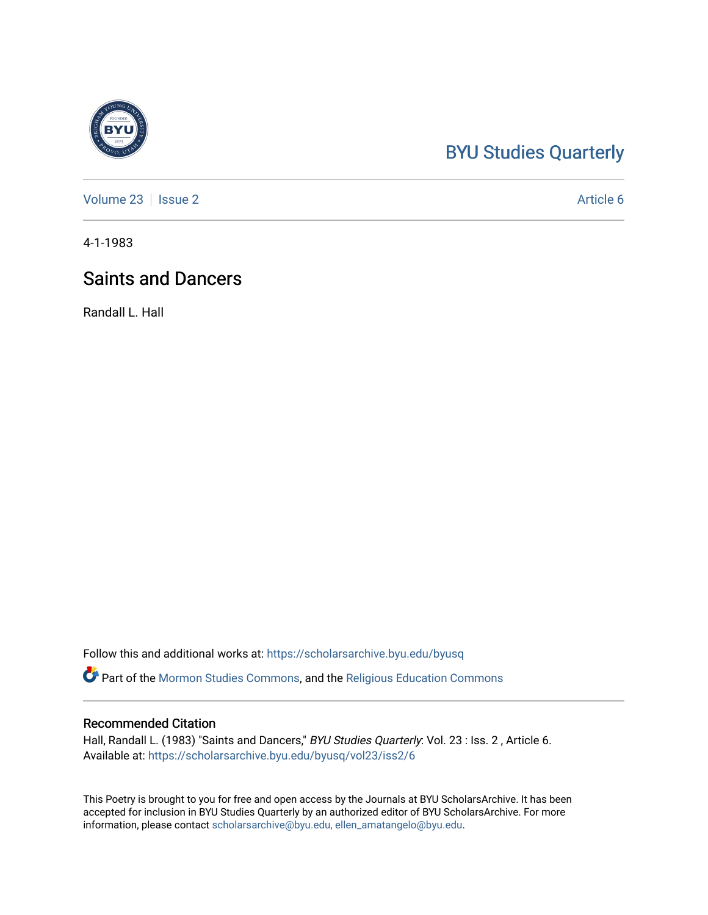BYU Studies Quarterly

Volume 23 | Issue 2 | Article 6

4-1-1983

# Saints and Dancers

Randall L. Hall

Follow this and additional works at: https://scholarsarchive.byu.edu/byusq

Part of the Mormon Studies Commons, and the Religious Education Commons

## Recommended Citation

Hall, Randall L. (1983) "Saints and Dancers," *BYU Studies Quarterly*: Vol. 23 : Iss. 2 , Article 6.
Available at: https://scholarsarchive.byu.edu/byusq/vol23/iss2/6

This Poetry is brought to you for free and open access by the Journals at BYU ScholarsArchive. It has been accepted for inclusion in BYU Studies Quarterly by an authorized editor of BYU ScholarsArchive. For more information, please contact scholarsarchive@byu.edu, ellen_amatangelo@byu.edu.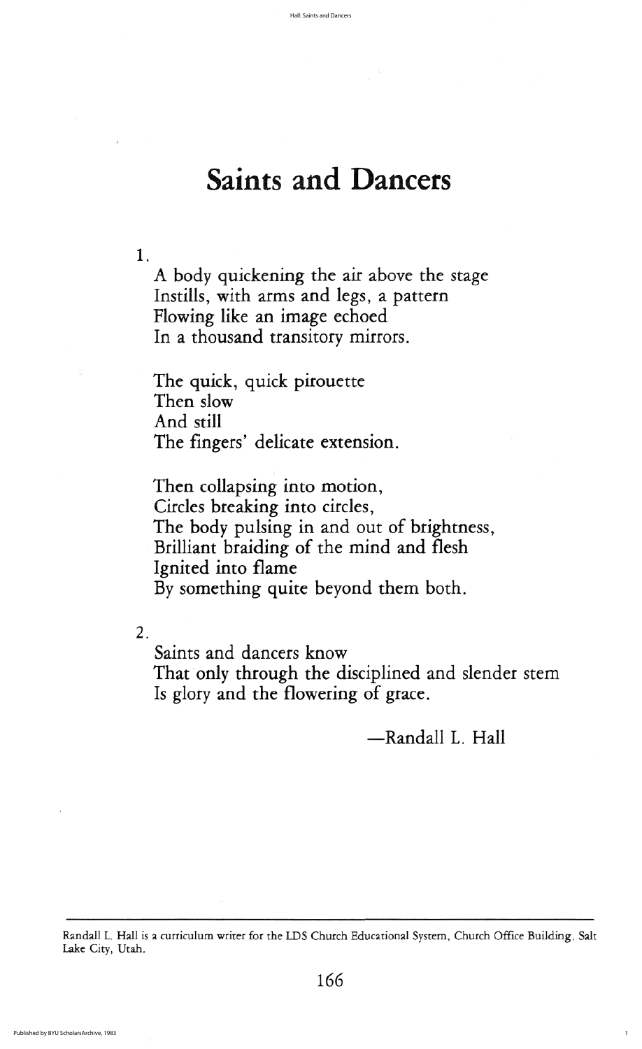# Saints and Dancers

1.

A body quickening the air above the stage
Instills, with arms and legs, a pattern
Flowing like an image echoed
In a thousand transitory mirrors.

The quick, quick pirouette
Then slow
And still
The fingers' delicate extension.

Then collapsing into motion,
Circles breaking into circles,
The body pulsing in and out of brightness,
Brilliant braiding of the mind and flesh
Ignited into flame
By something quite beyond them both.

2.

Saints and dancers know
That only through the disciplined and slender stem
Is glory and the flowering of grace.

—Randall L. Hall

---

Randall L. Hall is a curriculum writer for the LDS Church Educational System, Church Office Building, Salt Lake City, Utah.